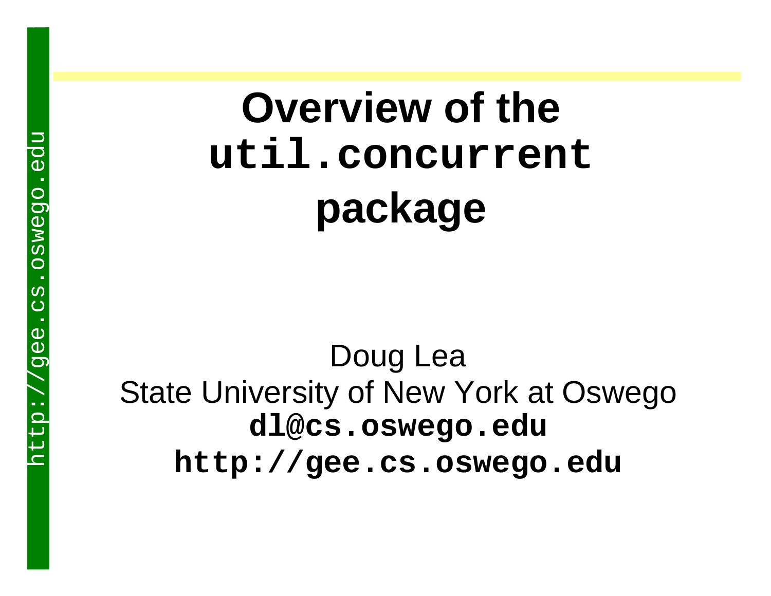# Overview of the `util.concurrent` package

Doug Lea

State University of New York at Oswego

**dl@cs.oswego.edu**

**http://gee.cs.oswego.edu**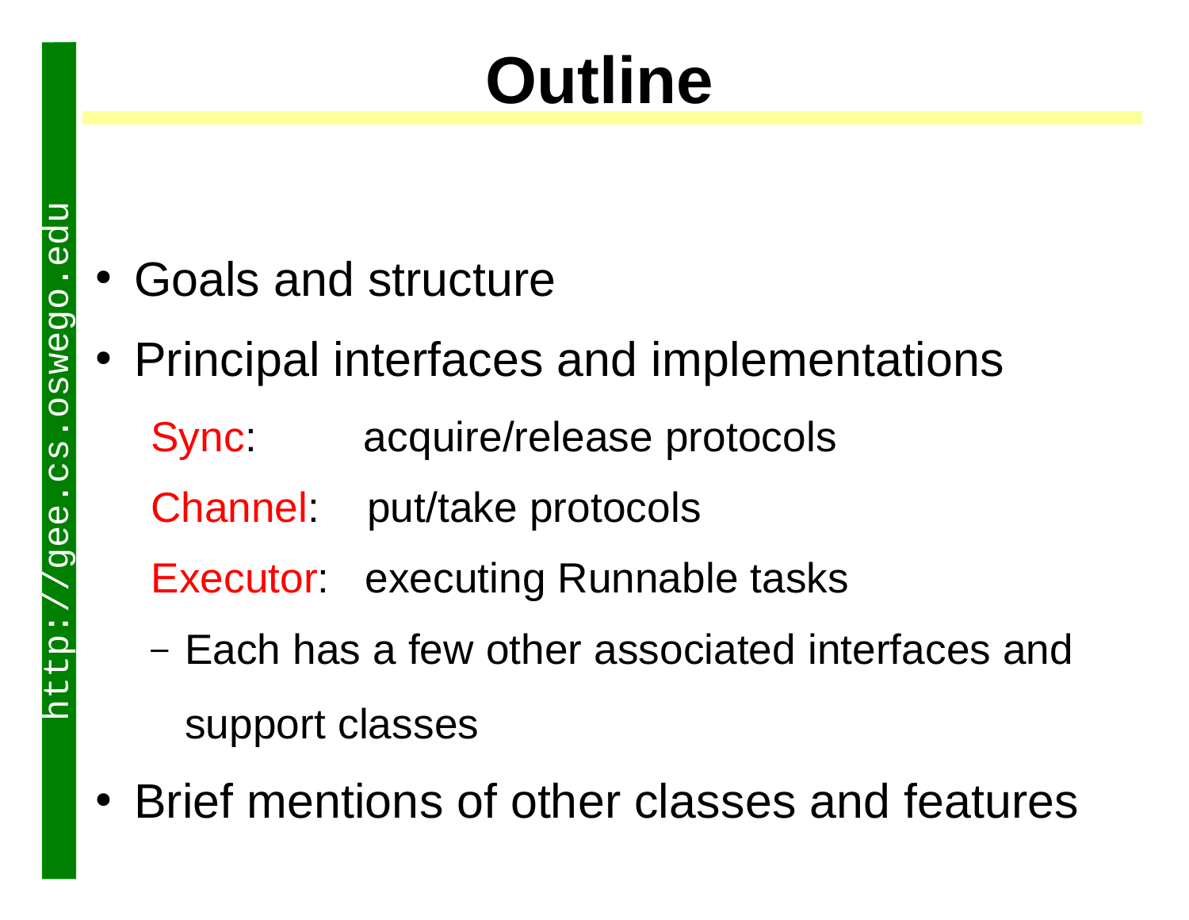# Outline

- Goals and structure
- Principal interfaces and implementations
  - Sync: acquire/release protocols
  - Channel: put/take protocols
  - Executor: executing Runnable tasks
  - Each has a few other associated interfaces and support classes
- Brief mentions of other classes and features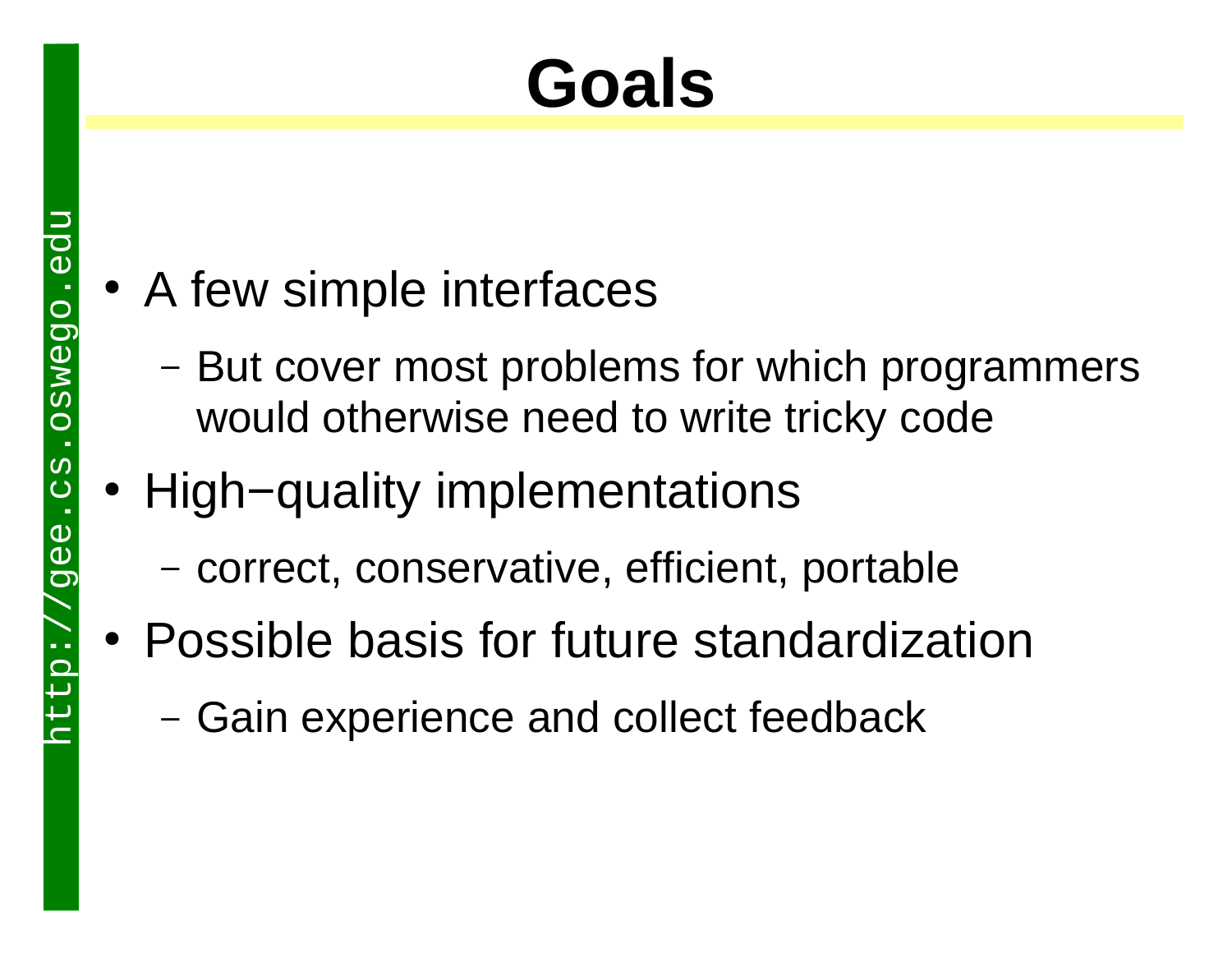# Goals

- A few simple interfaces
  - But cover most problems for which programmers would otherwise need to write tricky code
- High−quality implementations
  - correct, conservative, efficient, portable
- Possible basis for future standardization
  - Gain experience and collect feedback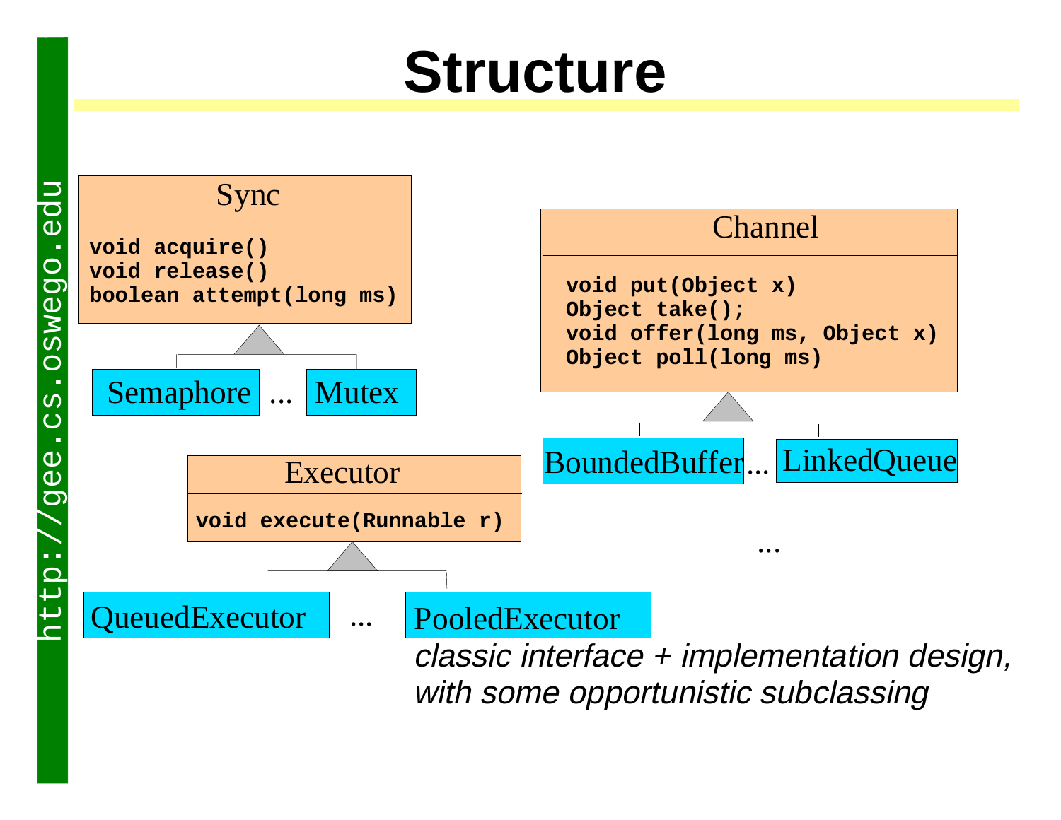# Structure

**Sync**

```
void acquire()
void release()
boolean attempt(long ms)
```

Semaphore ... Mutex

**Channel**

```
void put(Object x)
Object take();
void offer(long ms, Object x)
Object poll(long ms)
```

BoundedBuffer ... LinkedQueue

...

**Executor**

```
void execute(Runnable r)
```

QueuedExecutor ... PooledExecutor

*classic interface + implementation design, with some opportunistic subclassing*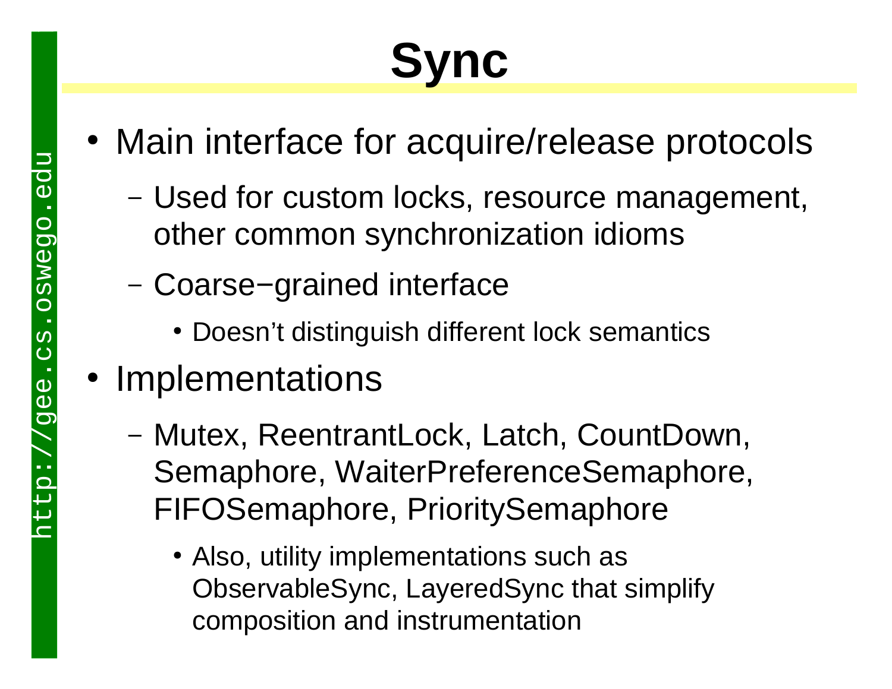# Sync

- Main interface for acquire/release protocols
  - Used for custom locks, resource management, other common synchronization idioms
  - Coarse−grained interface
    - Doesn't distinguish different lock semantics
- Implementations
  - Mutex, ReentrantLock, Latch, CountDown, Semaphore, WaiterPreferenceSemaphore, FIFOSemaphore, PrioritySemaphore
    - Also, utility implementations such as ObservableSync, LayeredSync that simplify composition and instrumentation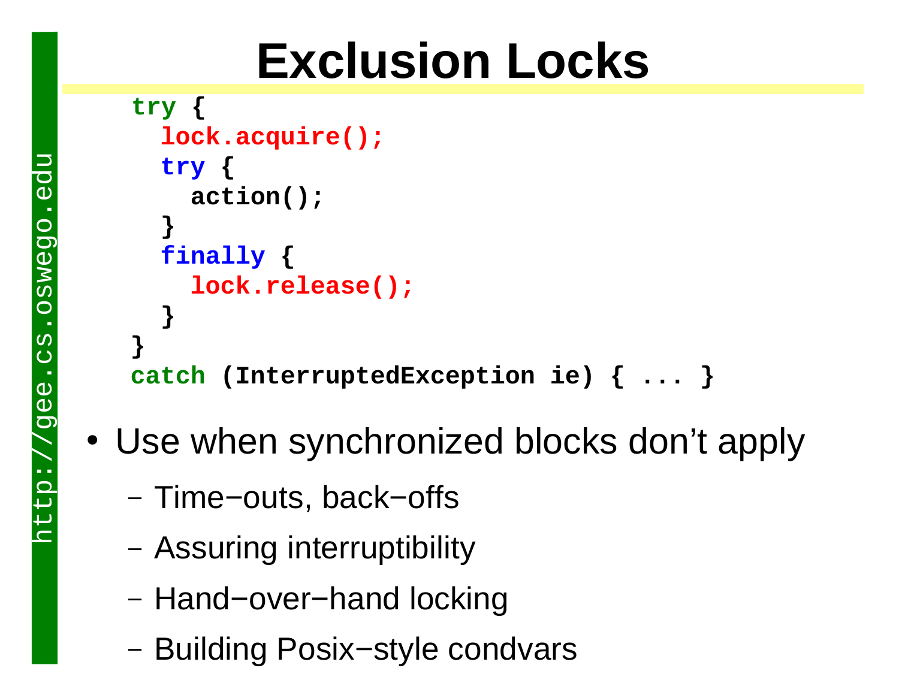# Exclusion Locks

```
try {
  lock.acquire();
  try {
    action();
  }
  finally {
    lock.release();
  }
}
catch (InterruptedException ie) { ... }
```

- Use when synchronized blocks don't apply
  - Time−outs, back−offs
  - Assuring interruptibility
  - Hand−over−hand locking
  - Building Posix−style condvars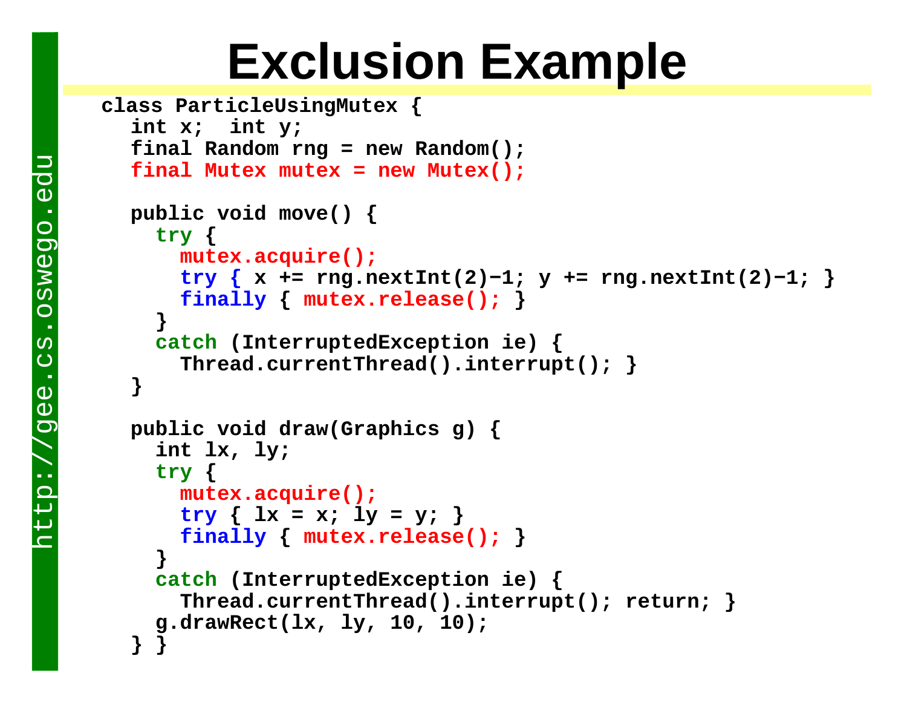# Exclusion Example

```
class ParticleUsingMutex {
  int x;  int y;
  final Random rng = new Random();
  final Mutex mutex = new Mutex();

  public void move() {
    try {
      mutex.acquire();
      try { x += rng.nextInt(2)-1; y += rng.nextInt(2)-1; }
      finally { mutex.release(); }
    }
    catch (InterruptedException ie) {
      Thread.currentThread().interrupt(); }
  }

  public void draw(Graphics g) {
    int lx, ly;
    try {
      mutex.acquire();
      try { lx = x; ly = y; }
      finally { mutex.release(); }
    }
    catch (InterruptedException ie) {
      Thread.currentThread().interrupt(); return; }
    g.drawRect(lx, ly, 10, 10);
  } }
```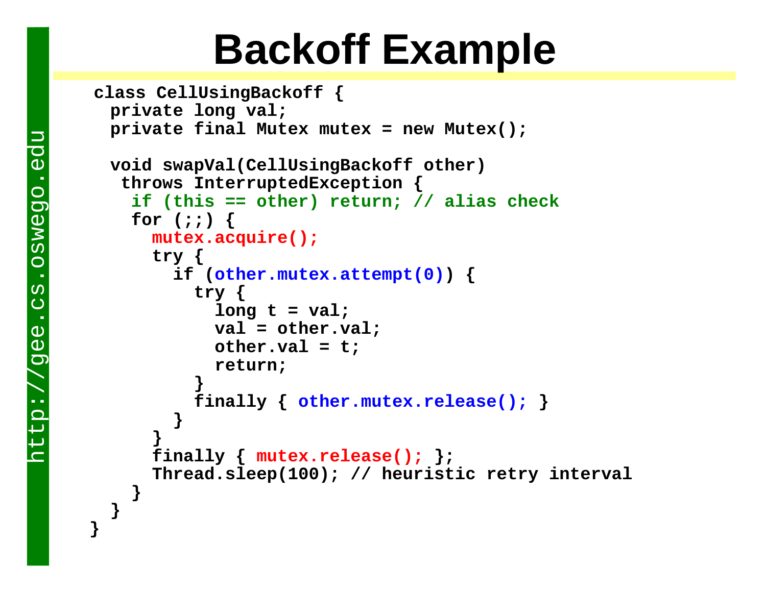# Backoff Example

```java
class CellUsingBackoff {
  private long val;
  private final Mutex mutex = new Mutex();

  void swapVal(CellUsingBackoff other)
   throws InterruptedException {
    if (this == other) return; // alias check
    for (;;) {
      mutex.acquire();
      try {
        if (other.mutex.attempt(0)) {
          try {
            long t = val;
            val = other.val;
            other.val = t;
            return;
          }
          finally { other.mutex.release(); }
        }
      }
      finally { mutex.release(); };
      Thread.sleep(100); // heuristic retry interval
    }
  }
}
```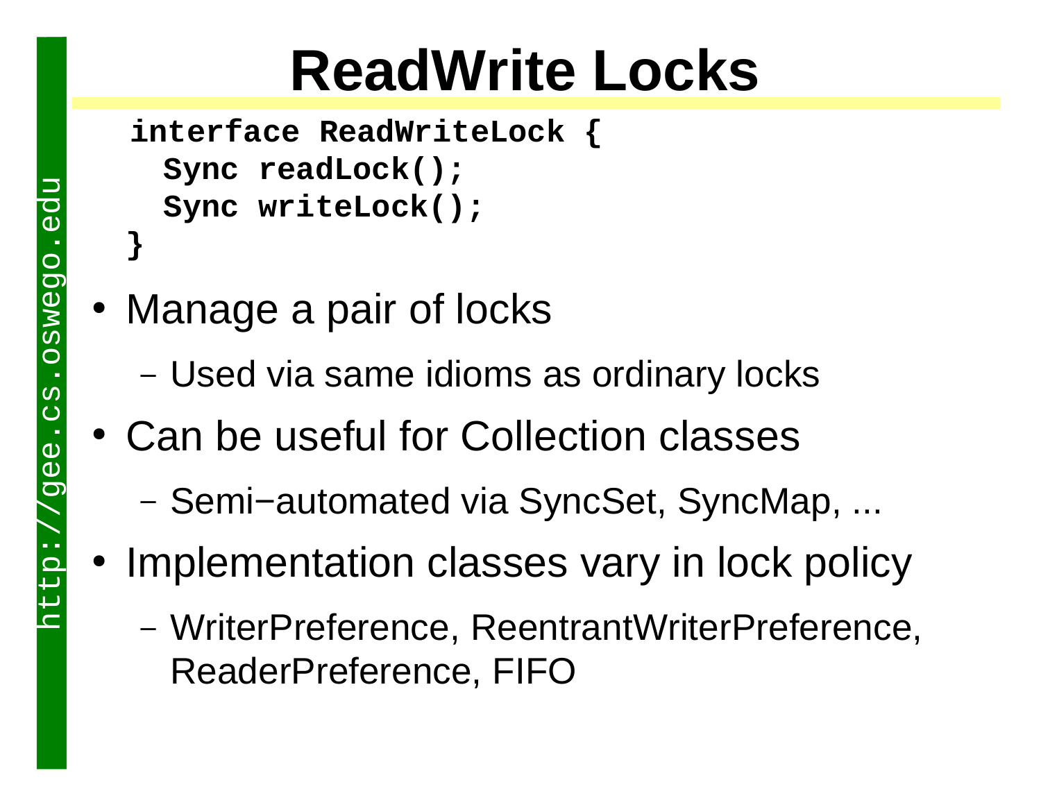# ReadWrite Locks

```
interface ReadWriteLock {
  Sync readLock();
  Sync writeLock();
}
```

- Manage a pair of locks
  - Used via same idioms as ordinary locks
- Can be useful for Collection classes
  - Semi−automated via SyncSet, SyncMap, ...
- Implementation classes vary in lock policy
  - WriterPreference, ReentrantWriterPreference, ReaderPreference, FIFO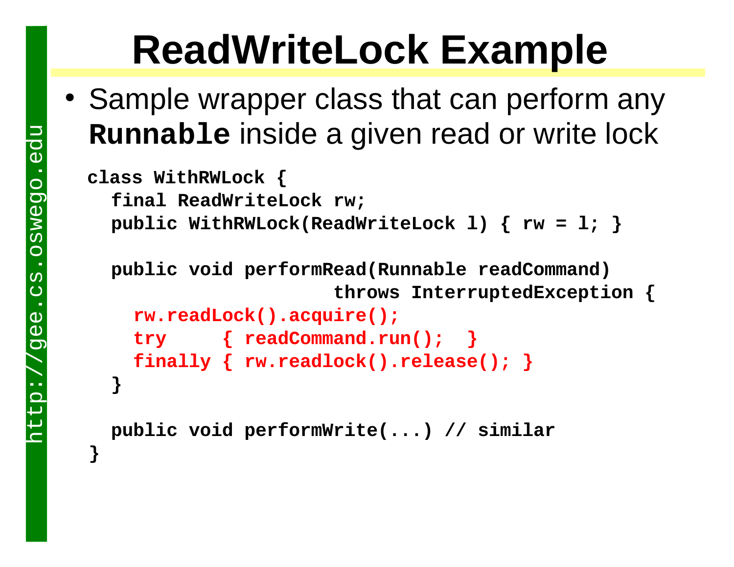# ReadWriteLock Example

- Sample wrapper class that can perform any **`Runnable`** inside a given read or write lock

```
class WithRWLock {
  final ReadWriteLock rw;
  public WithRWLock(ReadWriteLock l) { rw = l; }

  public void performRead(Runnable readCommand)
                    throws InterruptedException {
    rw.readLock().acquire();
    try     { readCommand.run();  }
    finally { rw.readlock().release(); }
  }

  public void performWrite(...) // similar
}
```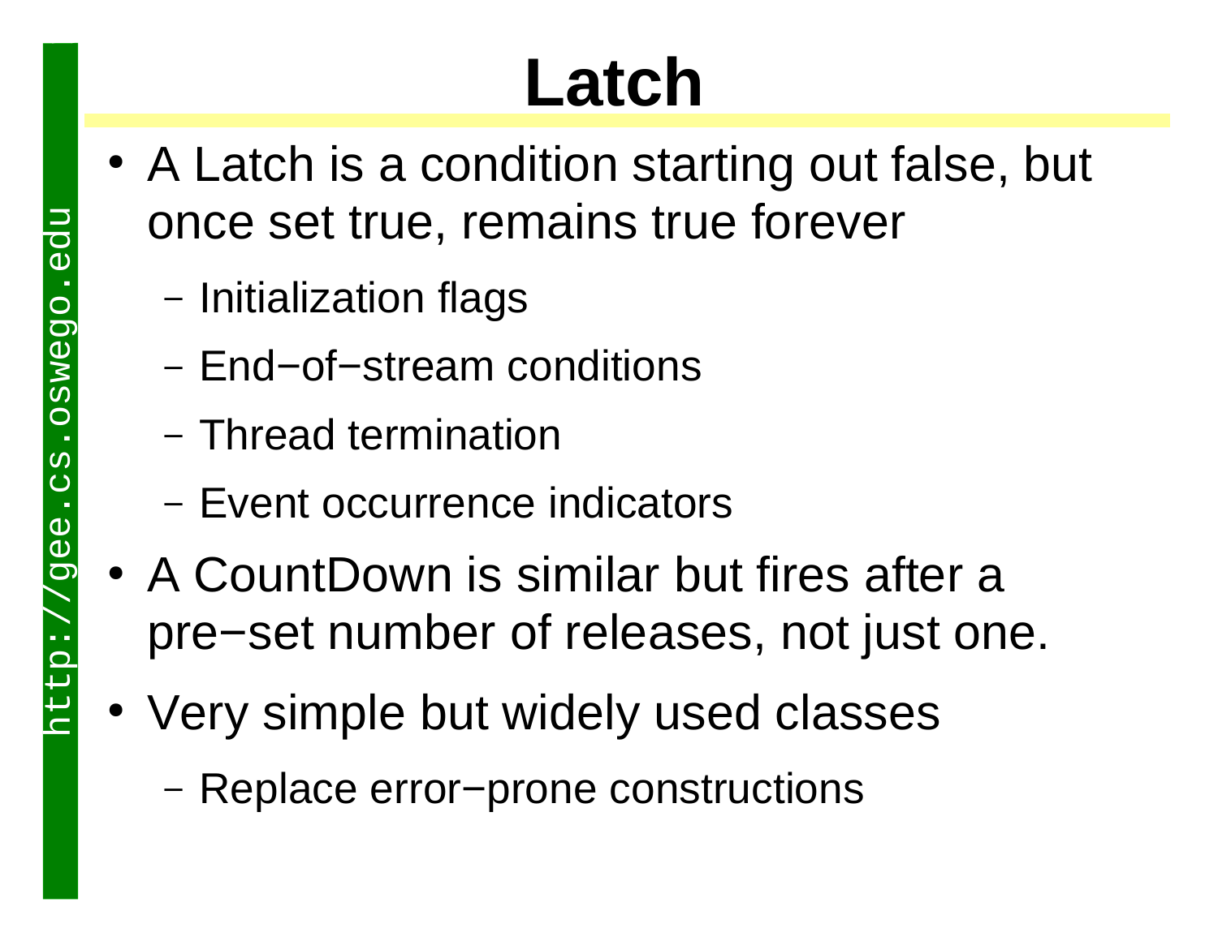# Latch

- A Latch is a condition starting out false, but once set true, remains true forever
  - Initialization flags
  - End−of−stream conditions
  - Thread termination
  - Event occurrence indicators
- A CountDown is similar but fires after a pre−set number of releases, not just one.
- Very simple but widely used classes
  - Replace error−prone constructions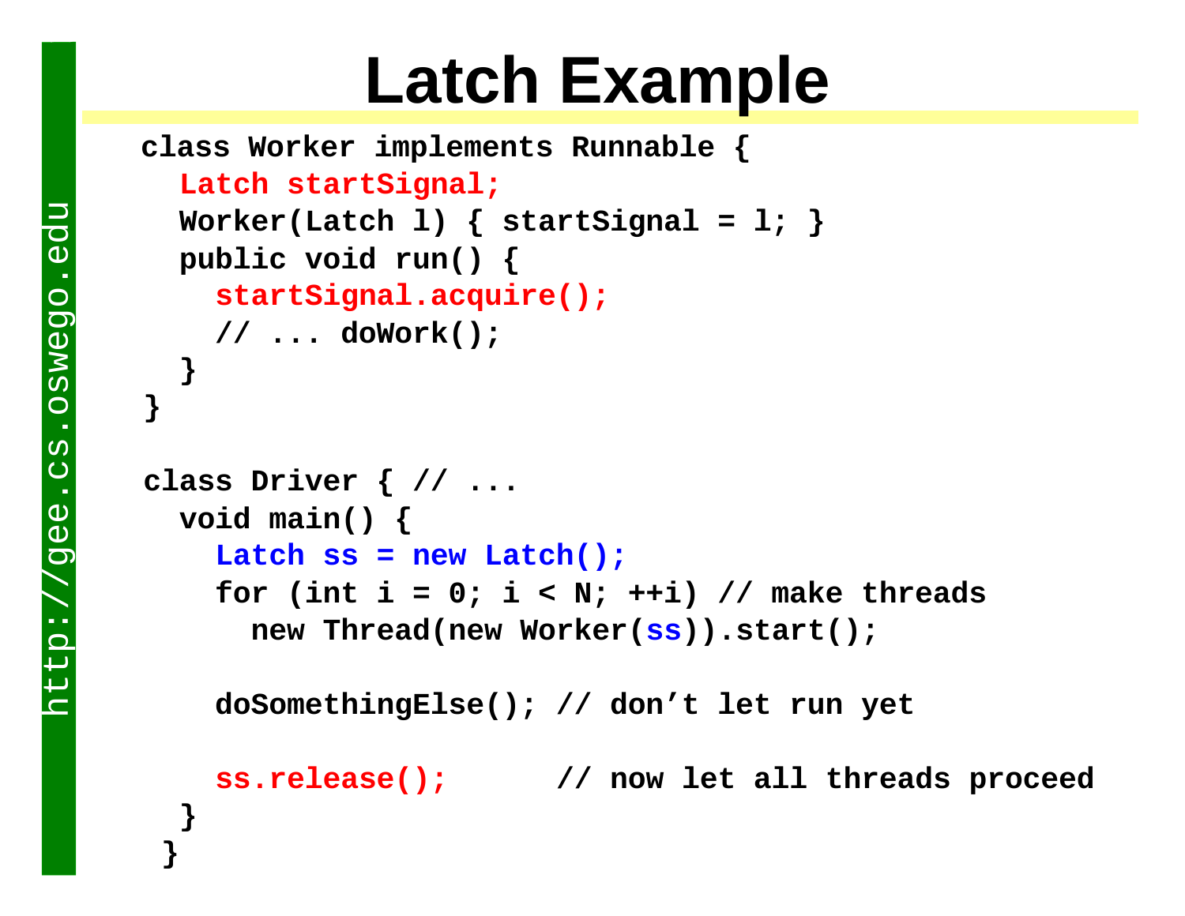# Latch Example

```
class Worker implements Runnable {
  Latch startSignal;
  Worker(Latch l) { startSignal = l; }
  public void run() {
    startSignal.acquire();
    // ... doWork();
  }
}

class Driver { // ...
  void main() {
    Latch ss = new Latch();
    for (int i = 0; i < N; ++i) // make threads
      new Thread(new Worker(ss)).start();

    doSomethingElse(); // don't let run yet

    ss.release();      // now let all threads proceed
  }
 }
```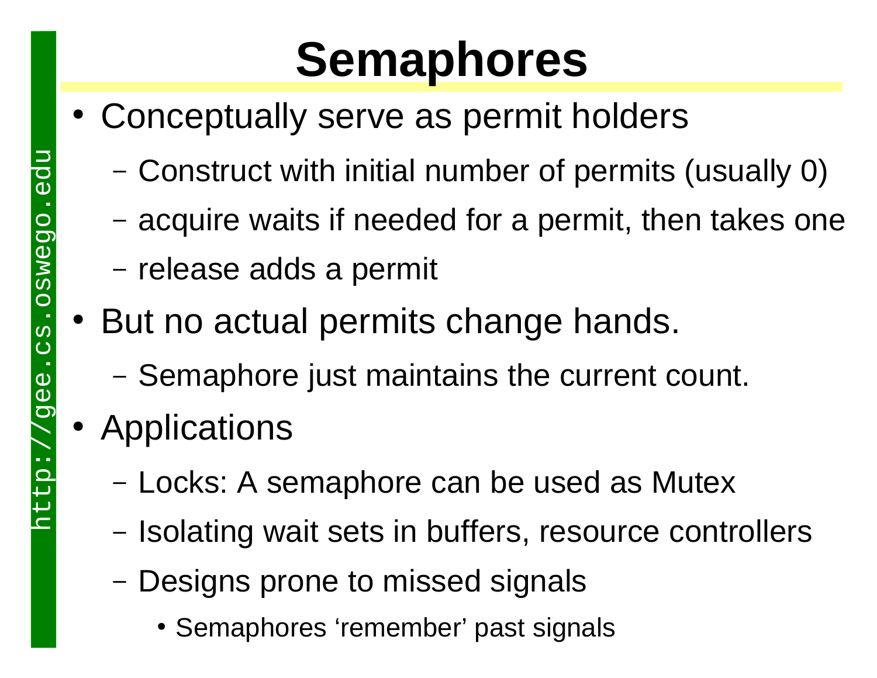# Semaphores

- Conceptually serve as permit holders
  - Construct with initial number of permits (usually 0)
  - acquire waits if needed for a permit, then takes one
  - release adds a permit
- But no actual permits change hands.
  - Semaphore just maintains the current count.
- Applications
  - Locks: A semaphore can be used as Mutex
  - Isolating wait sets in buffers, resource controllers
  - Designs prone to missed signals
    - Semaphores 'remember' past signals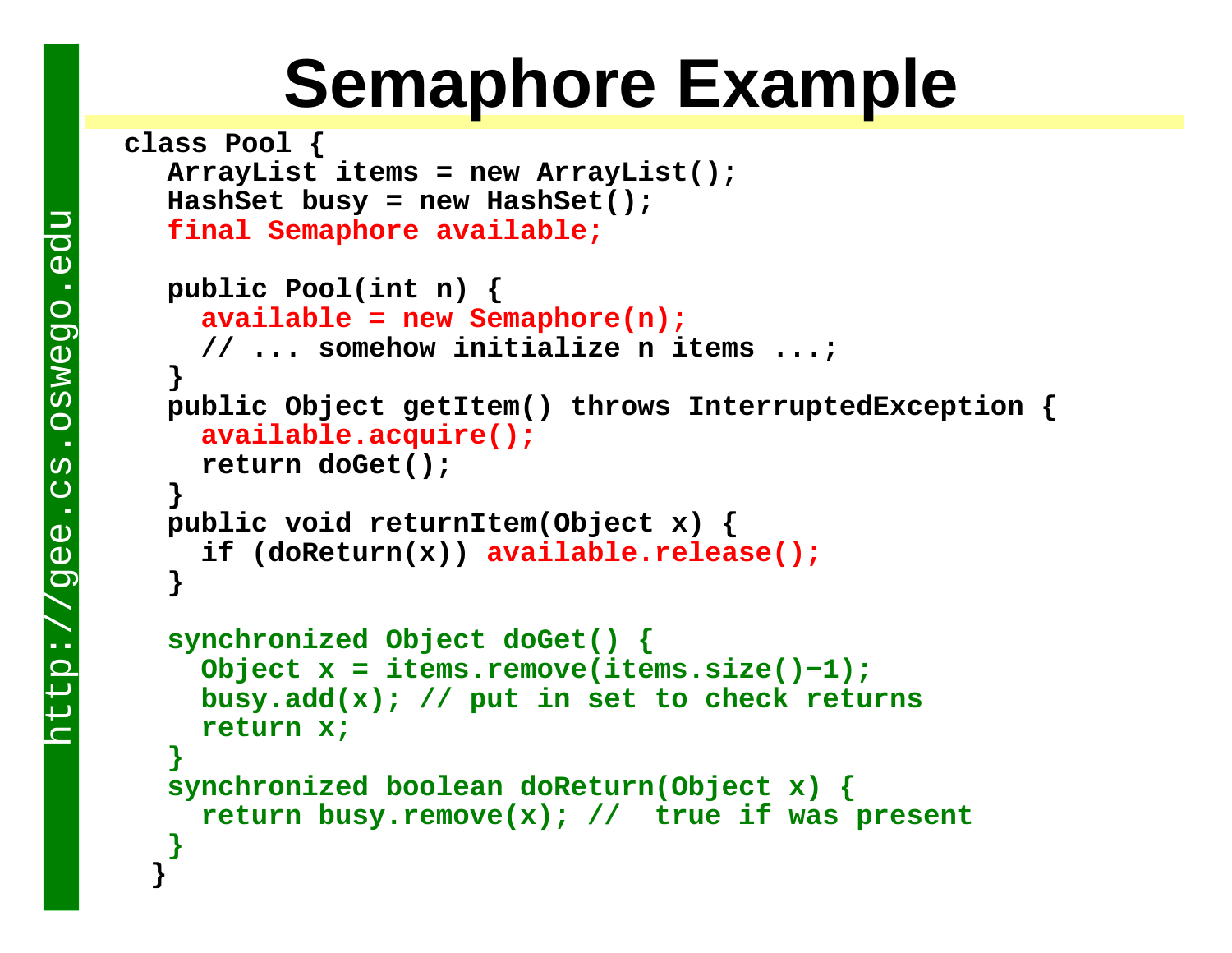# Semaphore Example

```
class Pool {
   ArrayList items = new ArrayList();
   HashSet busy = new HashSet();
   final Semaphore available;

   public Pool(int n) {
     available = new Semaphore(n);
     // ... somehow initialize n items ...;
   }
   public Object getItem() throws InterruptedException {
     available.acquire();
     return doGet();
   }
   public void returnItem(Object x) {
     if (doReturn(x)) available.release();
   }

   synchronized Object doGet() {
     Object x = items.remove(items.size()-1);
     busy.add(x); // put in set to check returns
     return x;
   }
   synchronized boolean doReturn(Object x) {
     return busy.remove(x); //  true if was present
   }
  }
```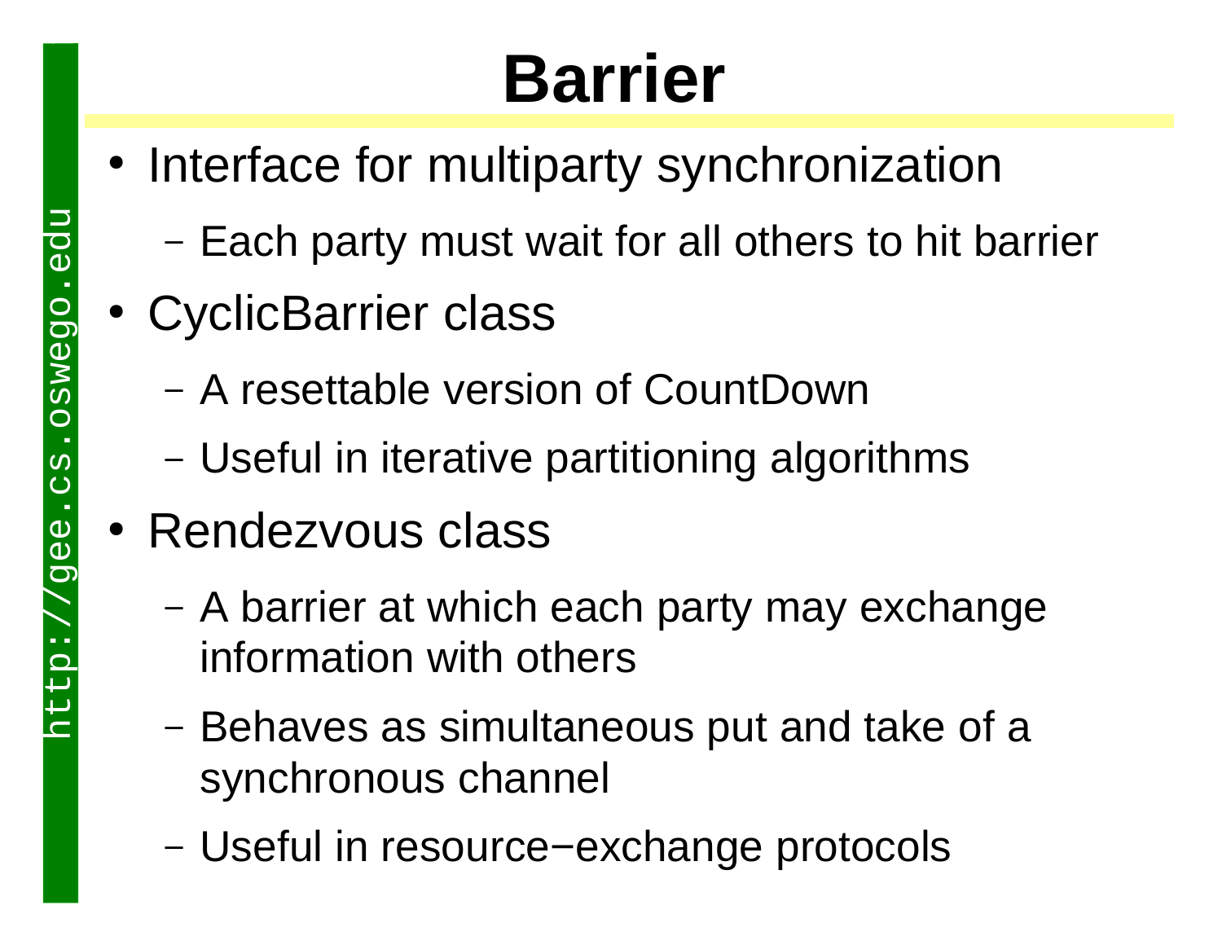# Barrier

- Interface for multiparty synchronization
  - Each party must wait for all others to hit barrier
- CyclicBarrier class
  - A resettable version of CountDown
  - Useful in iterative partitioning algorithms
- Rendezvous class
  - A barrier at which each party may exchange information with others
  - Behaves as simultaneous put and take of a synchronous channel
  - Useful in resource−exchange protocols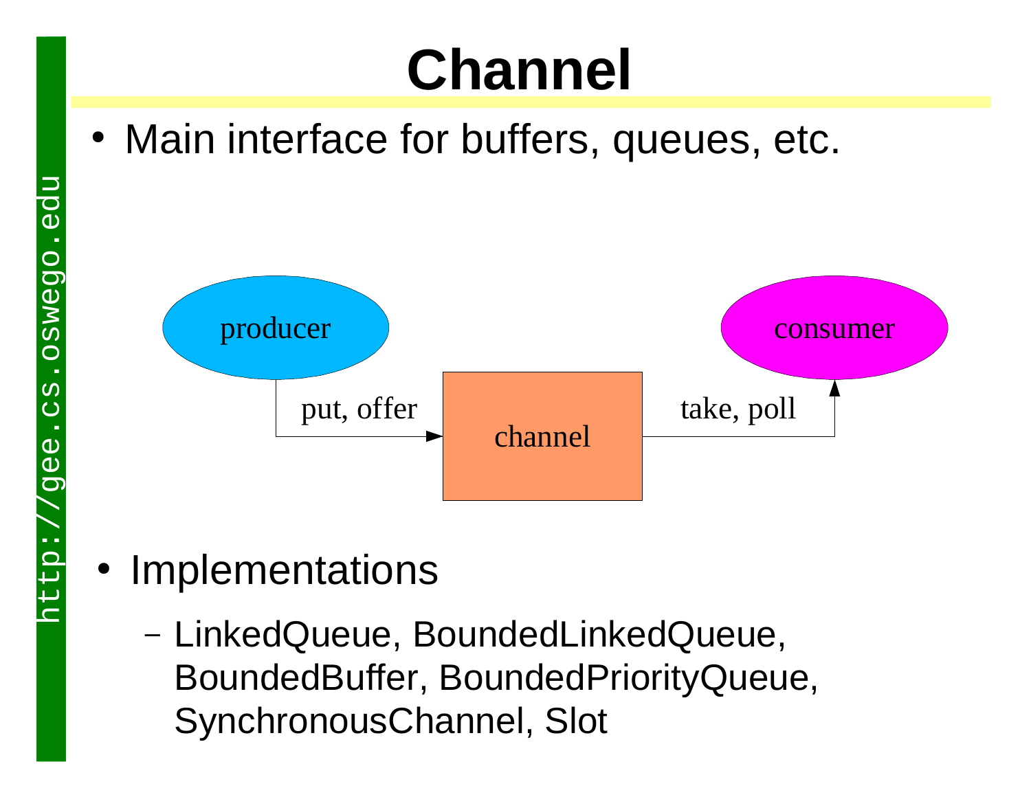# Channel

- Main interface for buffers, queues, etc.

producer

put, offer

channel

take, poll

consumer

- Implementations
  - LinkedQueue, BoundedLinkedQueue, BoundedBuffer, BoundedPriorityQueue, SynchronousChannel, Slot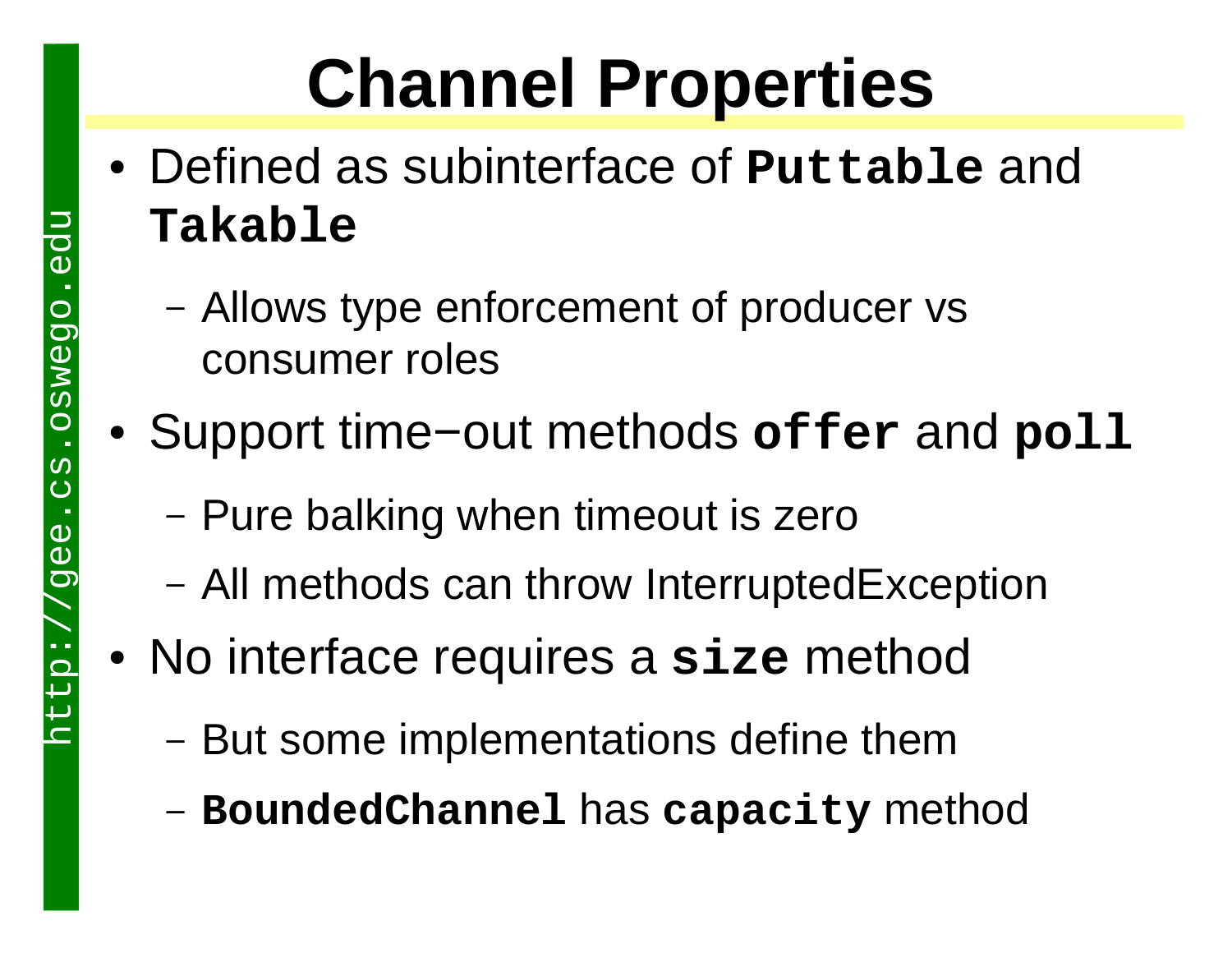# Channel Properties

- Defined as subinterface of **`Puttable`** and **`Takable`**
  - Allows type enforcement of producer vs consumer roles
- Support time−out methods **`offer`** and **`poll`**
  - Pure balking when timeout is zero
  - All methods can throw InterruptedException
- No interface requires a **`size`** method
  - But some implementations define them
  - **`BoundedChannel`** has **`capacity`** method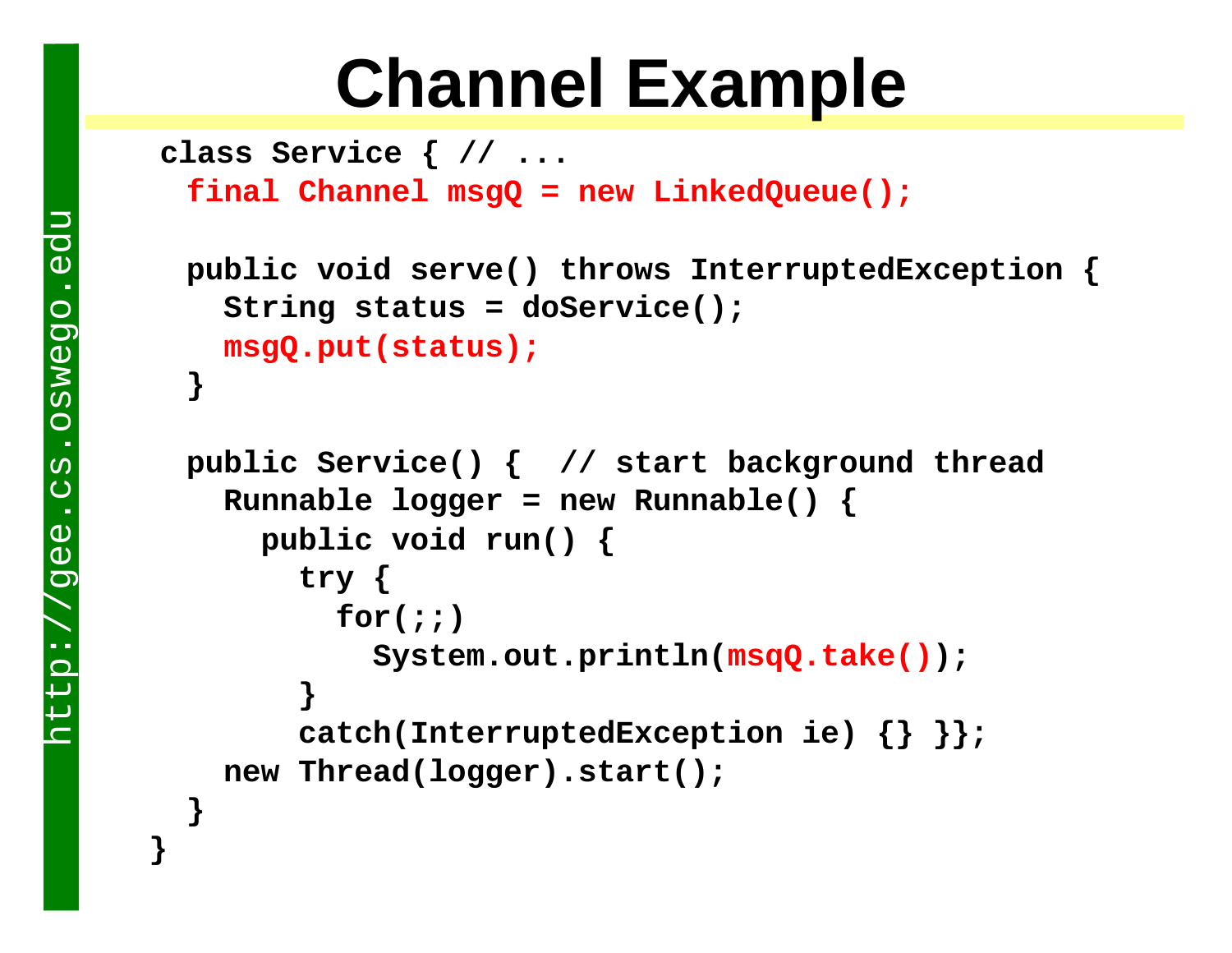# Channel Example

```
class Service { // ...
  final Channel msgQ = new LinkedQueue();

  public void serve() throws InterruptedException {
    String status = doService();
    msgQ.put(status);
  }

  public Service() {  // start background thread
    Runnable logger = new Runnable() {
      public void run() {
        try {
          for(;;)
            System.out.println(msqQ.take());
        }
        catch(InterruptedException ie) {} }};
    new Thread(logger).start();
  }
}
```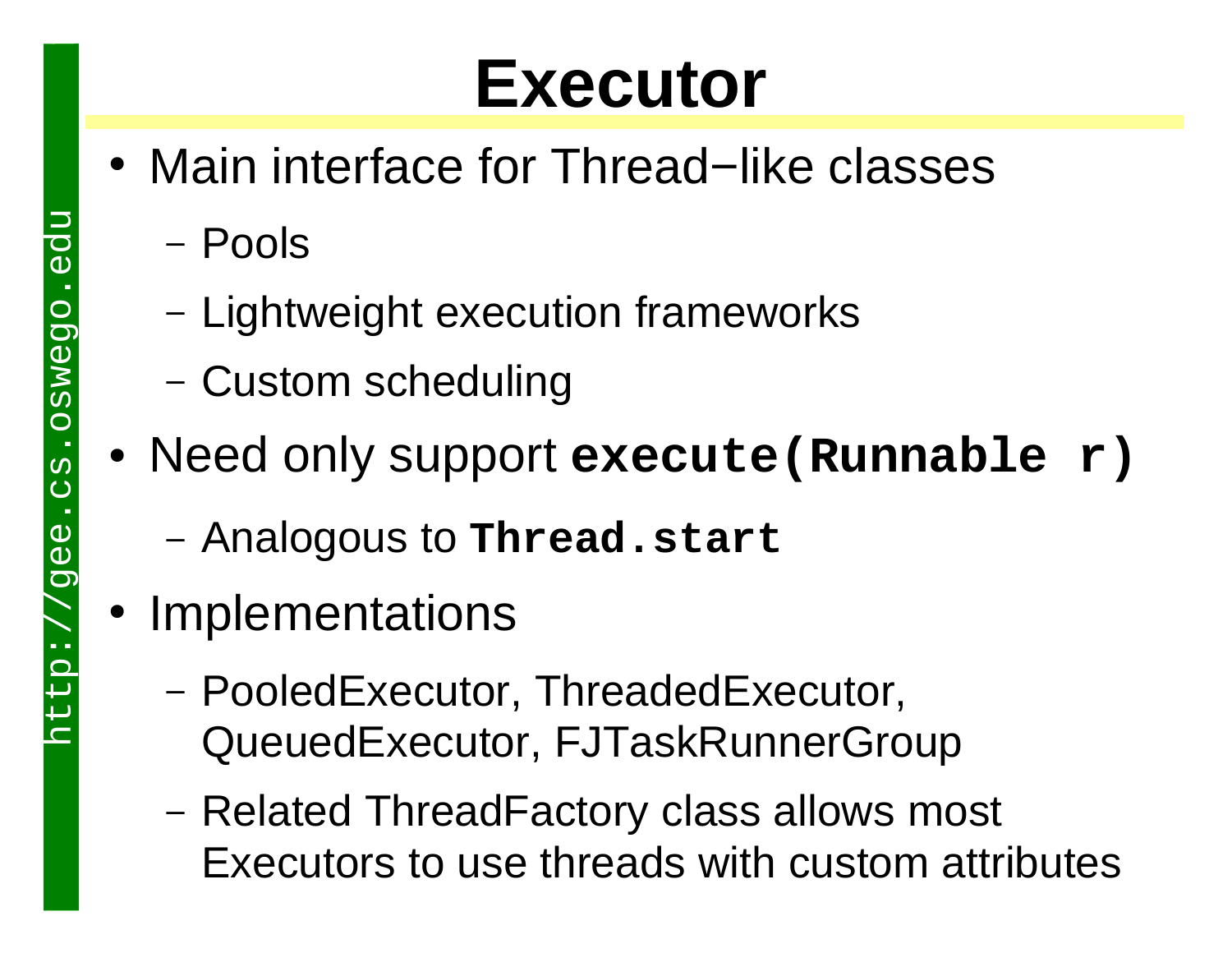# Executor

- Main interface for Thread−like classes
  - Pools
  - Lightweight execution frameworks
  - Custom scheduling
- Need only support **`execute(Runnable r)`**
  - Analogous to **`Thread.start`**
- Implementations
  - PooledExecutor, ThreadedExecutor, QueuedExecutor, FJTaskRunnerGroup
  - Related ThreadFactory class allows most Executors to use threads with custom attributes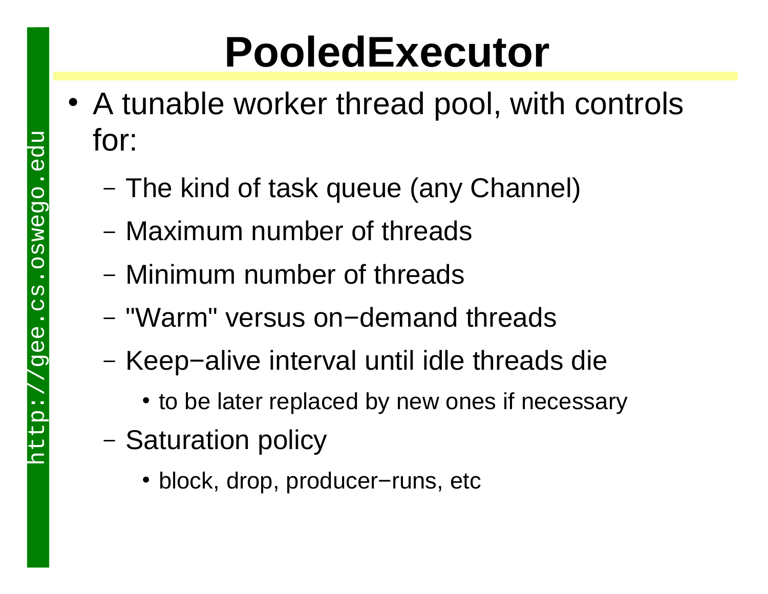# PooledExecutor

- A tunable worker thread pool, with controls for:
  - The kind of task queue (any Channel)
  - Maximum number of threads
  - Minimum number of threads
  - "Warm" versus on−demand threads
  - Keep−alive interval until idle threads die
    - to be later replaced by new ones if necessary
  - Saturation policy
    - block, drop, producer−runs, etc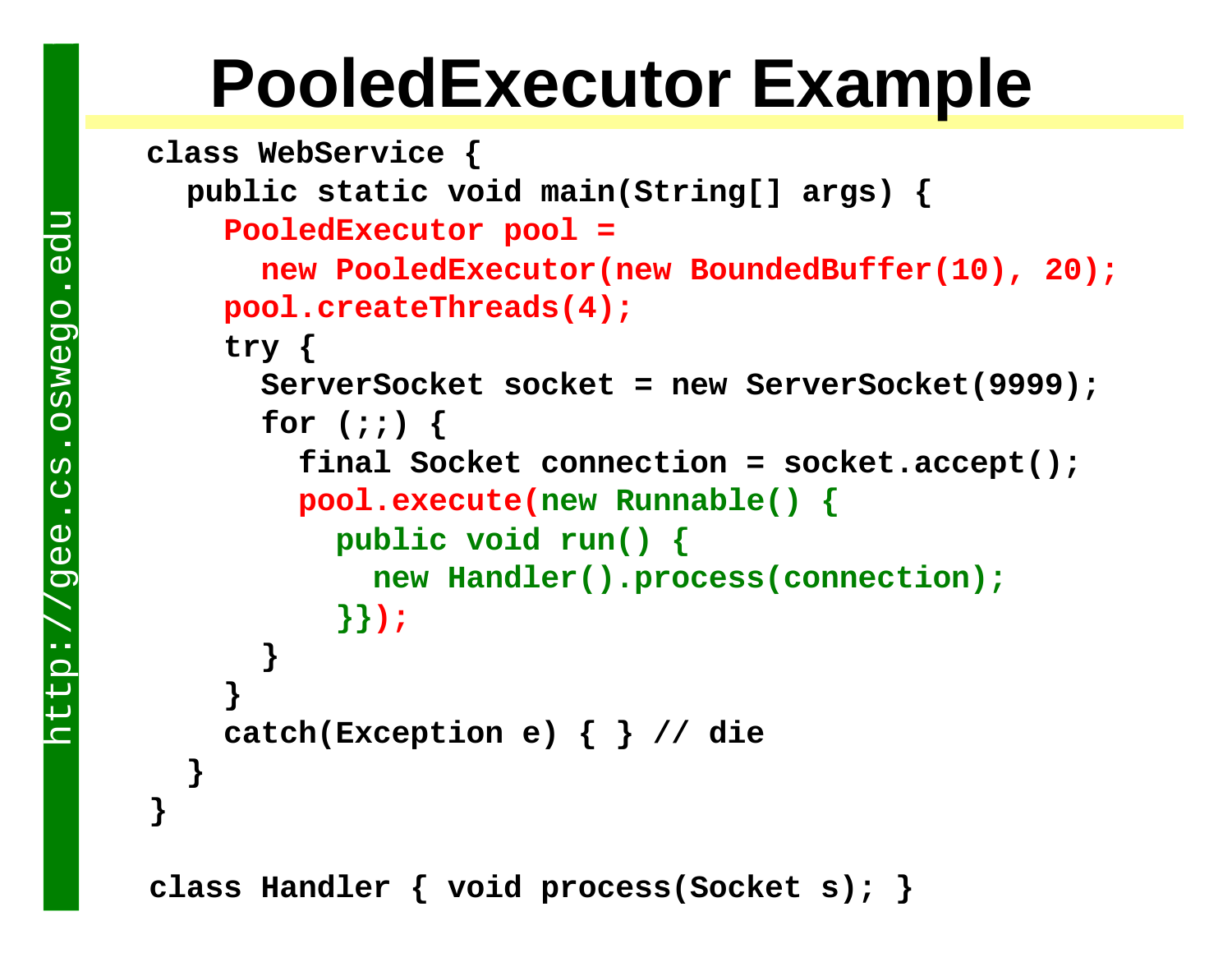# PooledExecutor Example

```
class WebService {
  public static void main(String[] args) {
    PooledExecutor pool =
      new PooledExecutor(new BoundedBuffer(10), 20);
    pool.createThreads(4);
    try {
      ServerSocket socket = new ServerSocket(9999);
      for (;;) {
        final Socket connection = socket.accept();
        pool.execute(new Runnable() {
          public void run() {
            new Handler().process(connection);
          }});
      }
    }
    catch(Exception e) { } // die
  }
}

class Handler { void process(Socket s); }
```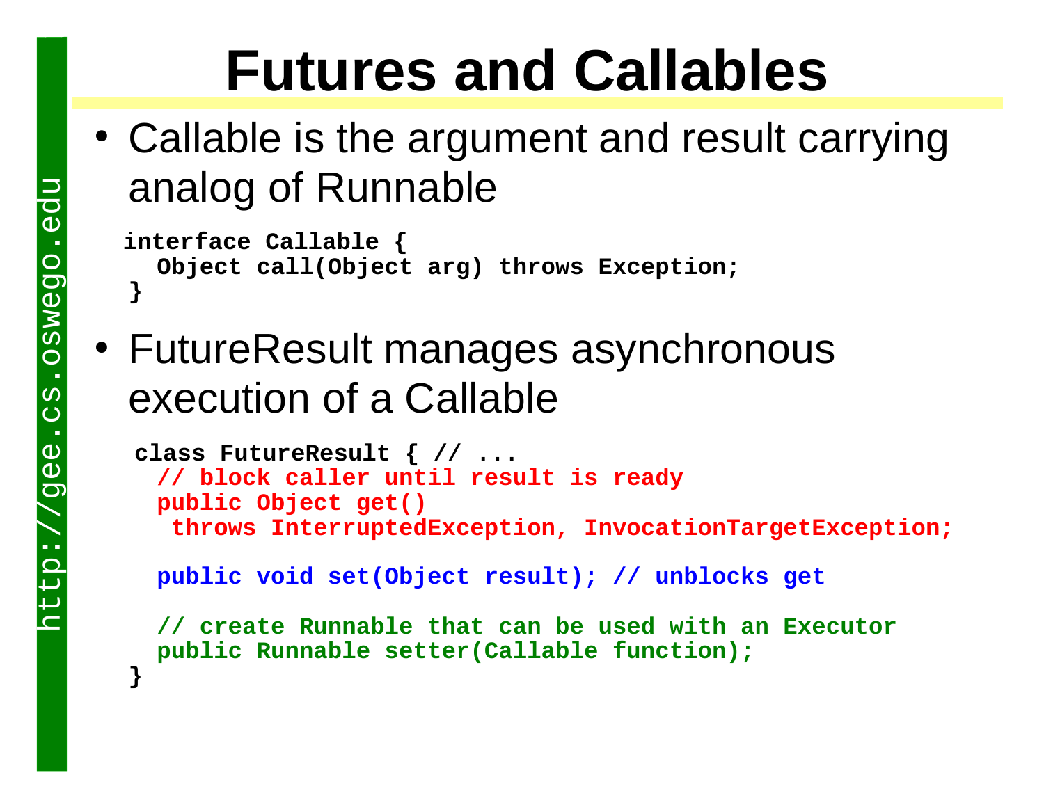# Futures and Callables

- Callable is the argument and result carrying analog of Runnable

```
interface Callable {
  Object call(Object arg) throws Exception;
}
```

- FutureResult manages asynchronous execution of a Callable

```
class FutureResult { // ...
  // block caller until result is ready
  public Object get()
   throws InterruptedException, InvocationTargetException;

  public void set(Object result); // unblocks get

  // create Runnable that can be used with an Executor
  public Runnable setter(Callable function);
}
```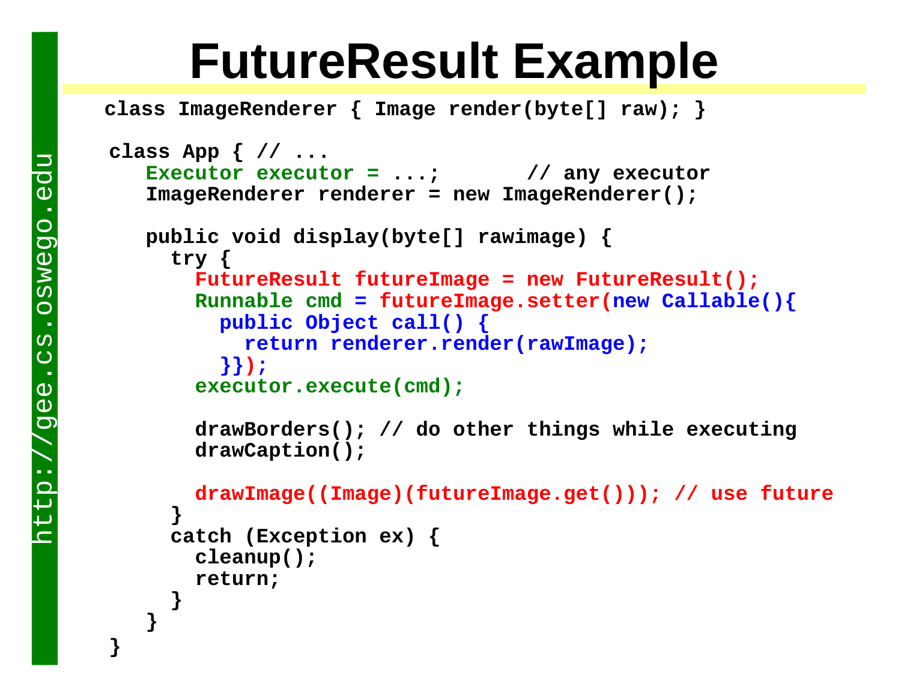# FutureResult Example

```
class ImageRenderer { Image render(byte[] raw); }

class App { // ...
   Executor executor = ...;        // any executor
   ImageRenderer renderer = new ImageRenderer();

   public void display(byte[] rawimage) {
     try {
       FutureResult futureImage = new FutureResult();
       Runnable cmd = futureImage.setter(new Callable(){
         public Object call() {
           return renderer.render(rawImage);
         }});
       executor.execute(cmd);

       drawBorders(); // do other things while executing
       drawCaption();

       drawImage((Image)(futureImage.get())); // use future
     }
     catch (Exception ex) {
       cleanup();
       return;
     }
   }
}
```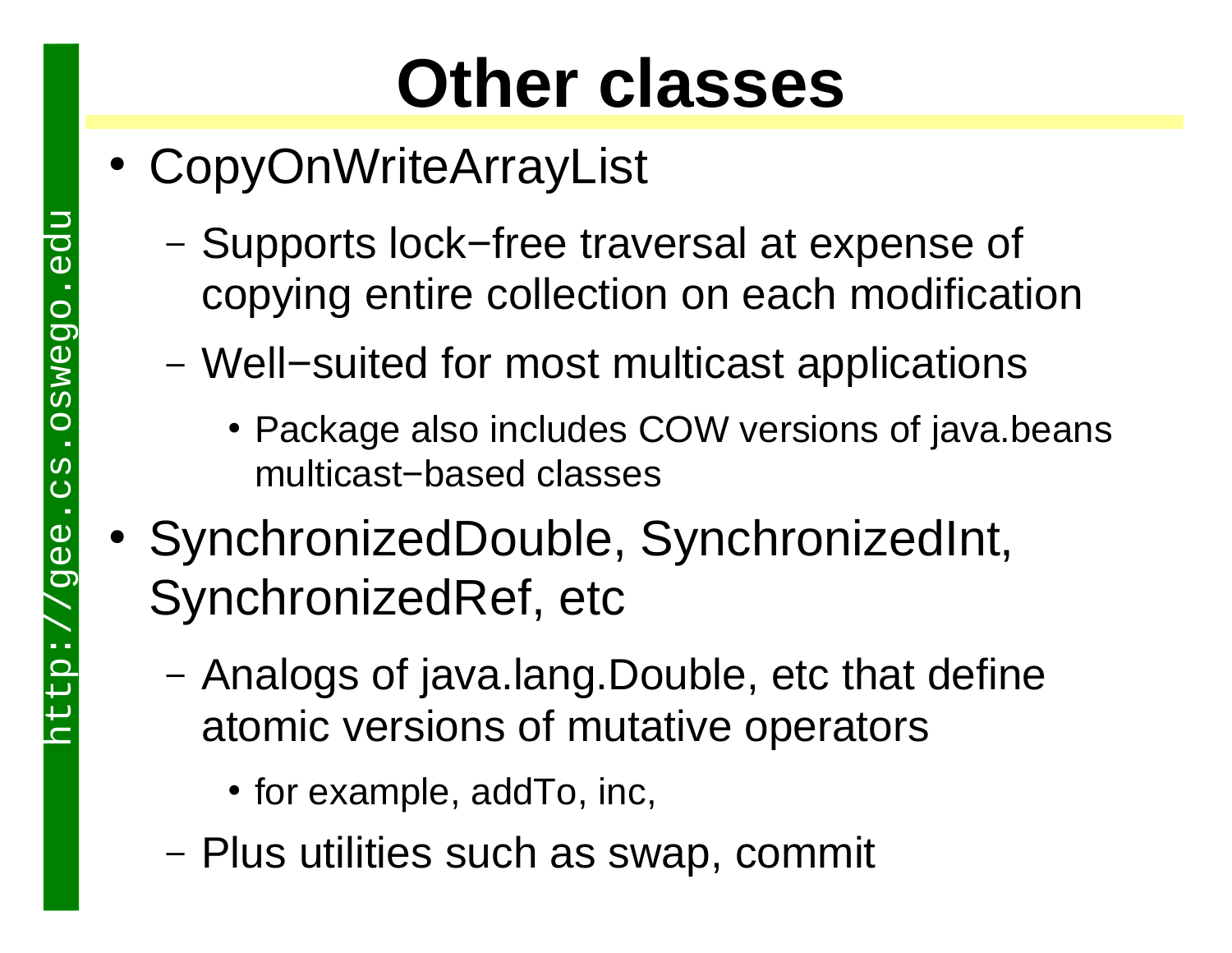# Other classes

- CopyOnWriteArrayList
  - Supports lock−free traversal at expense of copying entire collection on each modification
  - Well−suited for most multicast applications
    - Package also includes COW versions of java.beans multicast−based classes
- SynchronizedDouble, SynchronizedInt, SynchronizedRef, etc
  - Analogs of java.lang.Double, etc that define atomic versions of mutative operators
    - for example, addTo, inc,
  - Plus utilities such as swap, commit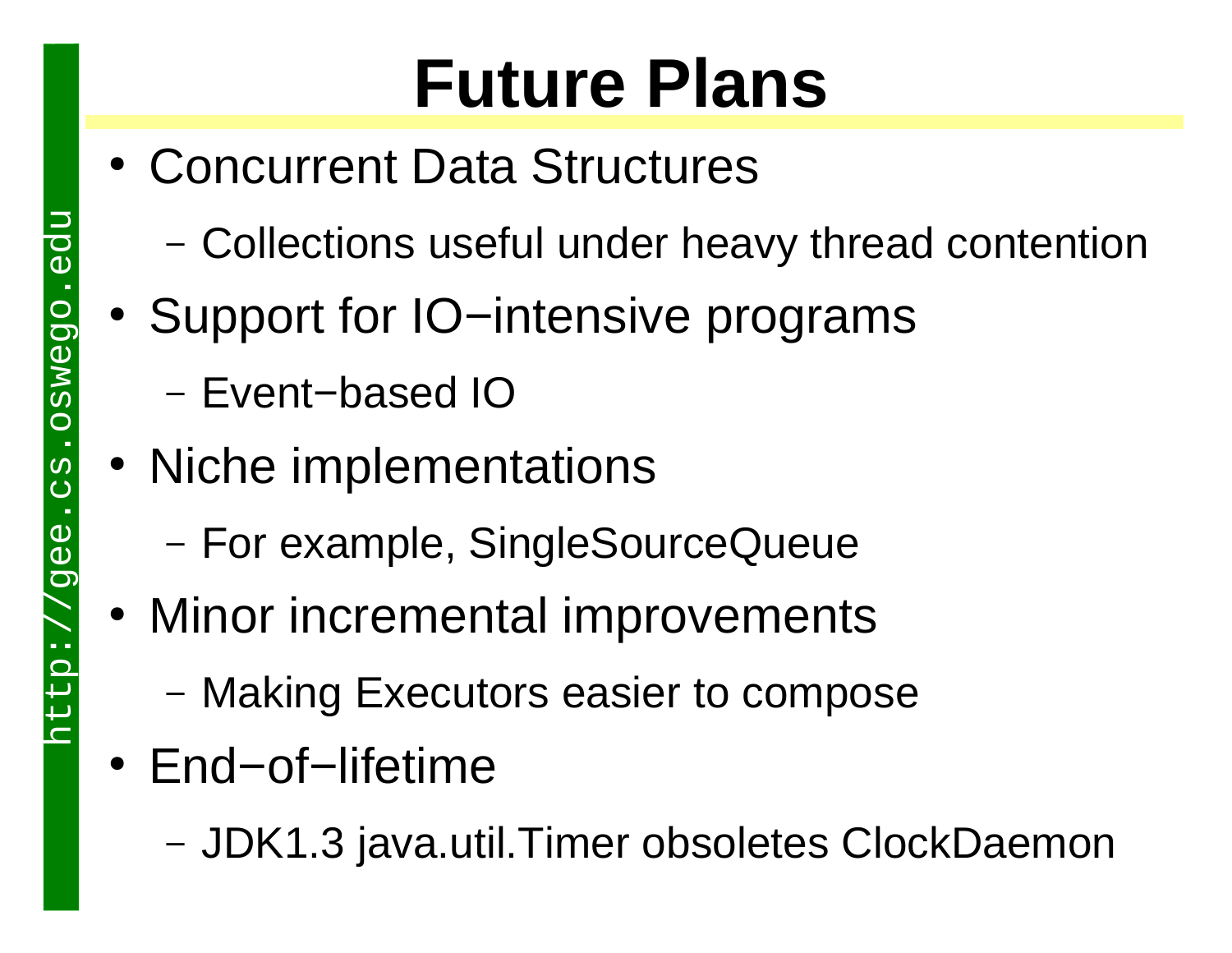# Future Plans

- Concurrent Data Structures
  - Collections useful under heavy thread contention
- Support for IO−intensive programs
  - Event−based IO
- Niche implementations
  - For example, SingleSourceQueue
- Minor incremental improvements
  - Making Executors easier to compose
- End−of−lifetime
  - JDK1.3 java.util.Timer obsoletes ClockDaemon